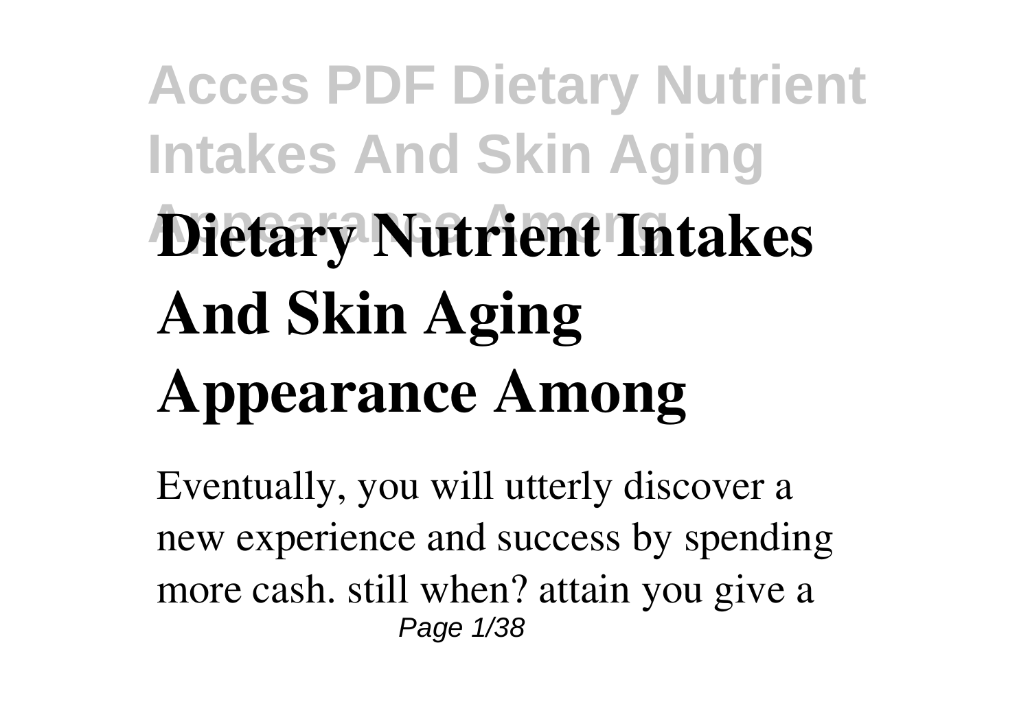# Dietary Nutrient Intakes And Skin Aging Appearance Among

Eventually, you will utterly discover a new experience and success by spending more cash. still when? attain you give a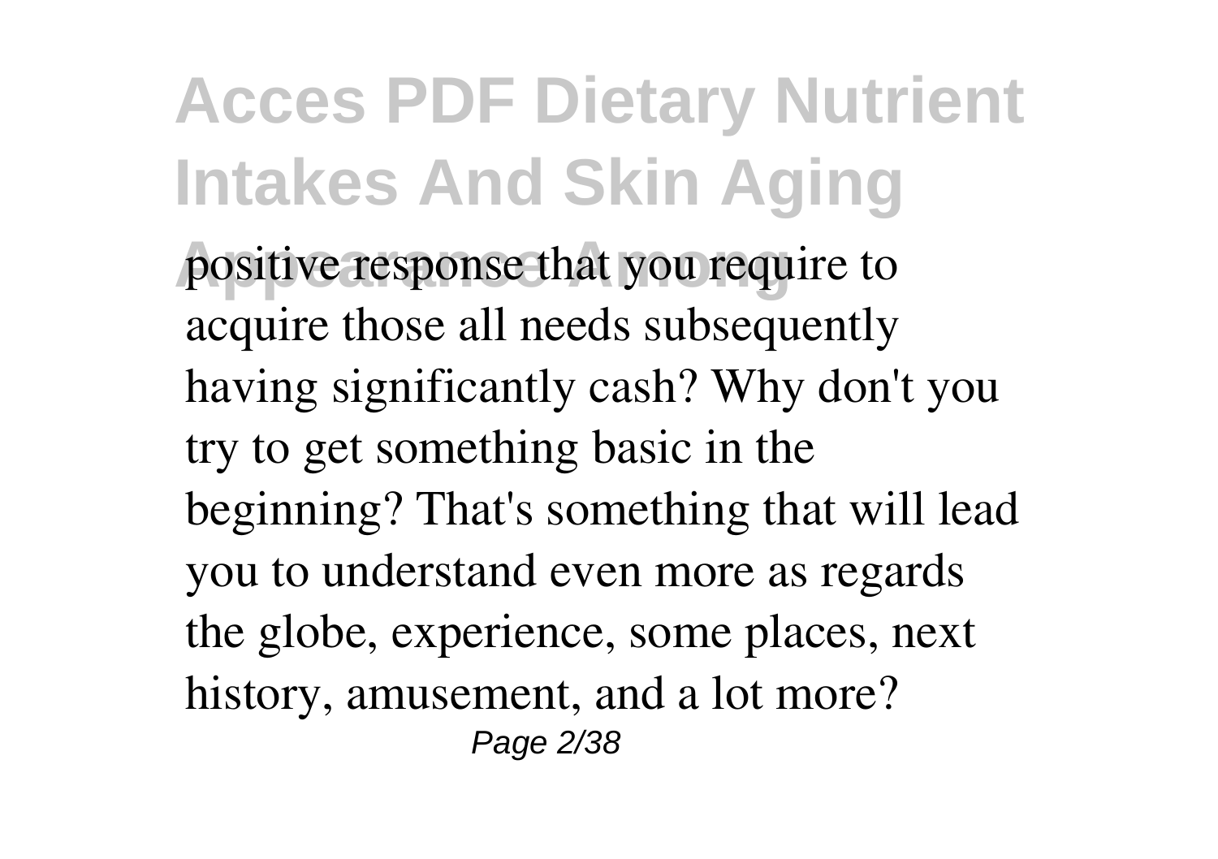positive response that you require to acquire those all needs subsequently having significantly cash? Why don't you try to get something basic in the beginning? That's something that will lead you to understand even more as regards the globe, experience, some places, next history, amusement, and a lot more?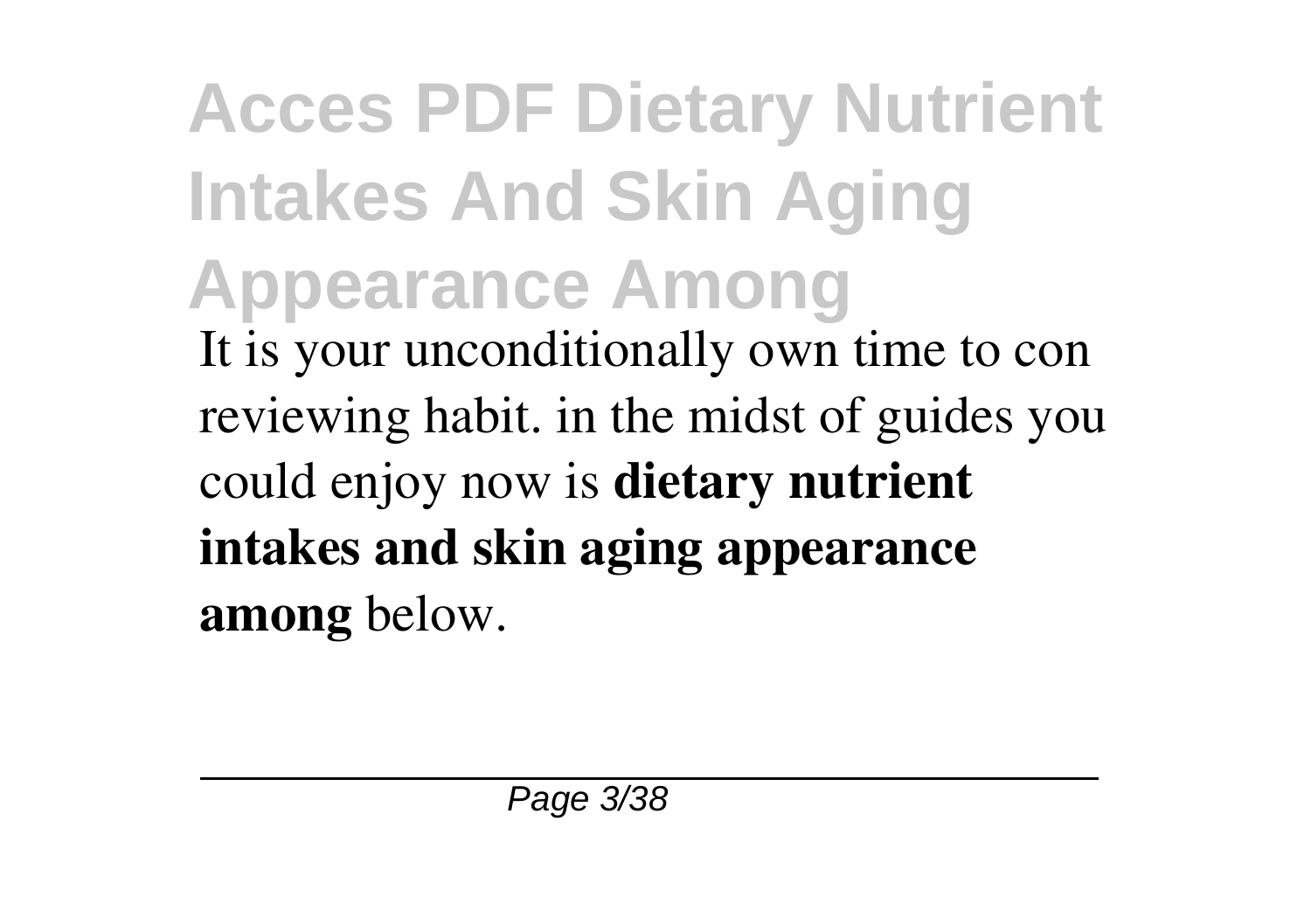It is your unconditionally own time to con reviewing habit. in the midst of guides you could enjoy now is **dietary nutrient intakes and skin aging appearance among** below.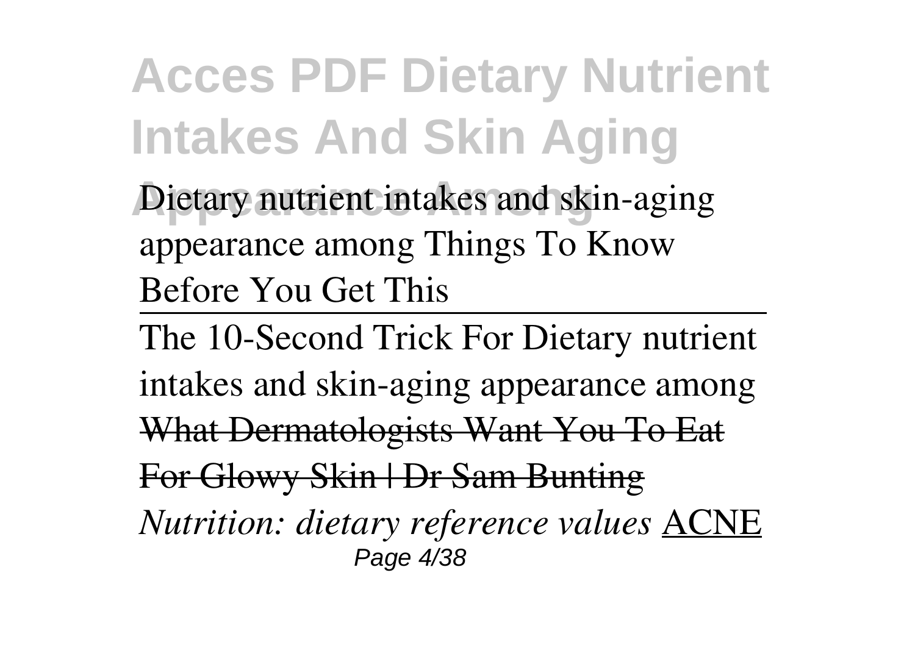Dietary nutrient intakes and skin-aging appearance among Things To Know Before You Get This

---

The 10-Second Trick For Dietary nutrient intakes and skin-aging appearance among

~~What Dermatologists Want You To Eat For Glowy Skin | Dr Sam Bunting~~

*Nutrition: dietary reference values* ACNE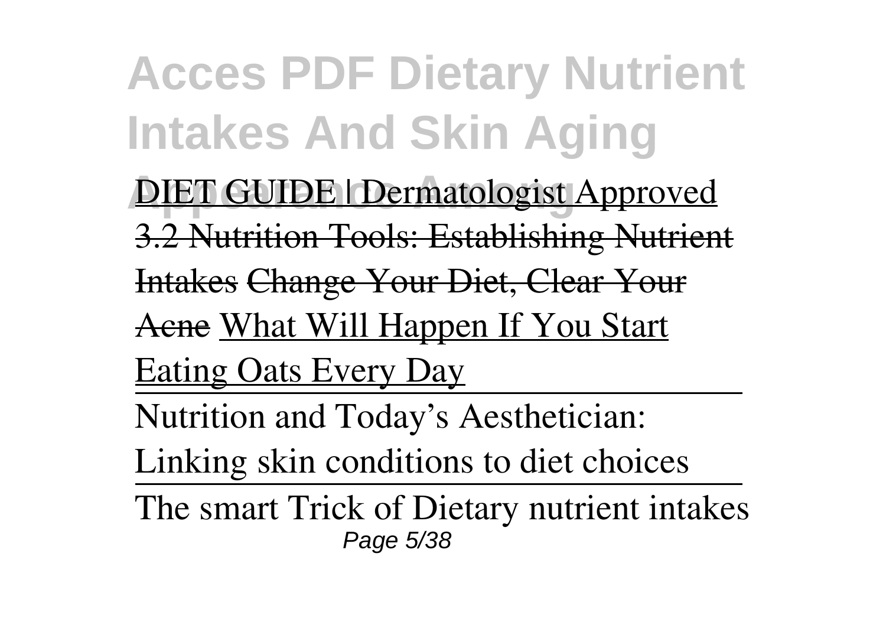DIET GUIDE | Dermatologist Approved

~~3.2 Nutrition Tools: Establishing Nutrient Intakes~~ ~~Change Your Diet, Clear Your Acne~~ What Will Happen If You Start Eating Oats Every Day

---

Nutrition and Today's Aesthetician: Linking skin conditions to diet choices

---

The smart Trick of Dietary nutrient intakes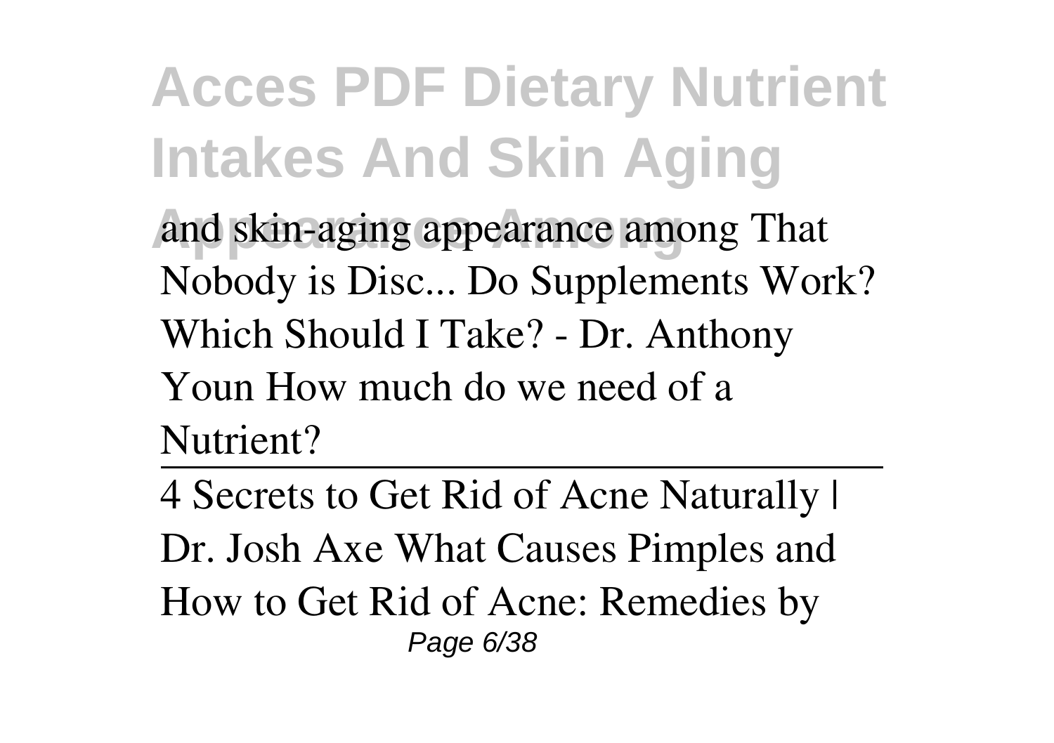and skin-aging appearance among That Nobody is Disc... Do Supplements Work? Which Should I Take? - Dr. Anthony Youn How much do we need of a Nutrient?

---

4 Secrets to Get Rid of Acne Naturally | Dr. Josh Axe What Causes Pimples and How to Get Rid of Acne: Remedies by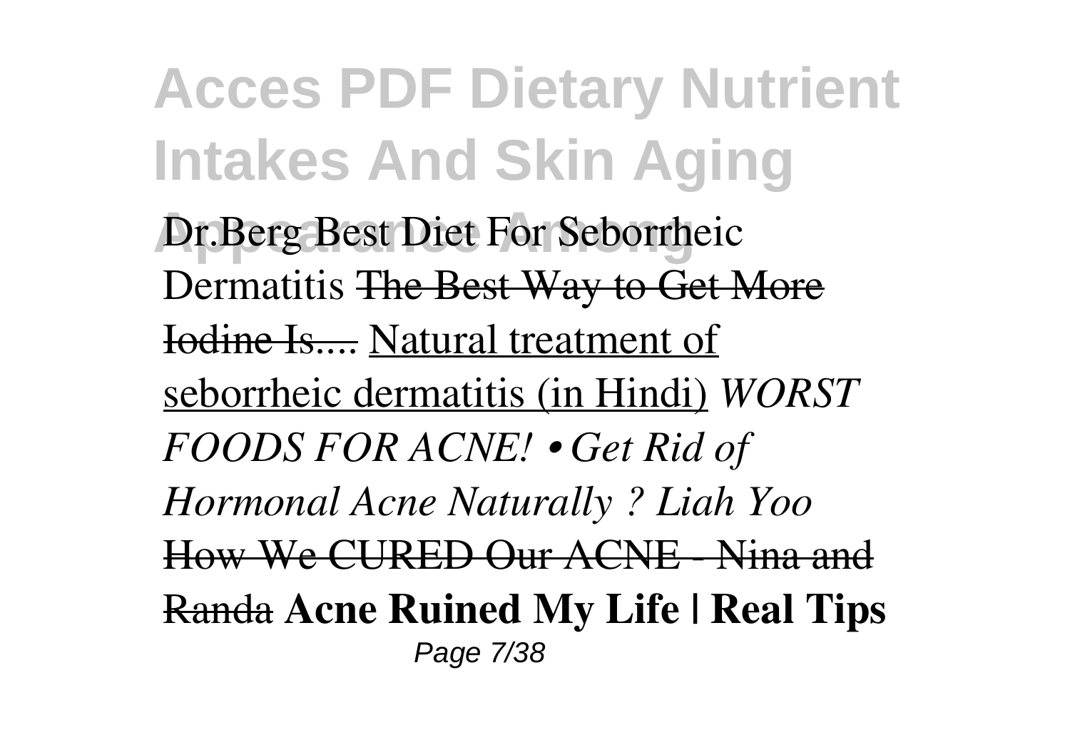Dr.Berg Best Diet For Seborrheic Dermatitis ~~The Best Way to Get More Iodine Is....~~ Natural treatment of seborrheic dermatitis (in Hindi) *WORST FOODS FOR ACNE! • Get Rid of Hormonal Acne Naturally ? Liah Yoo* ~~How We CURED Our ACNE - Nina and Randa~~ **Acne Ruined My Life | Real Tips**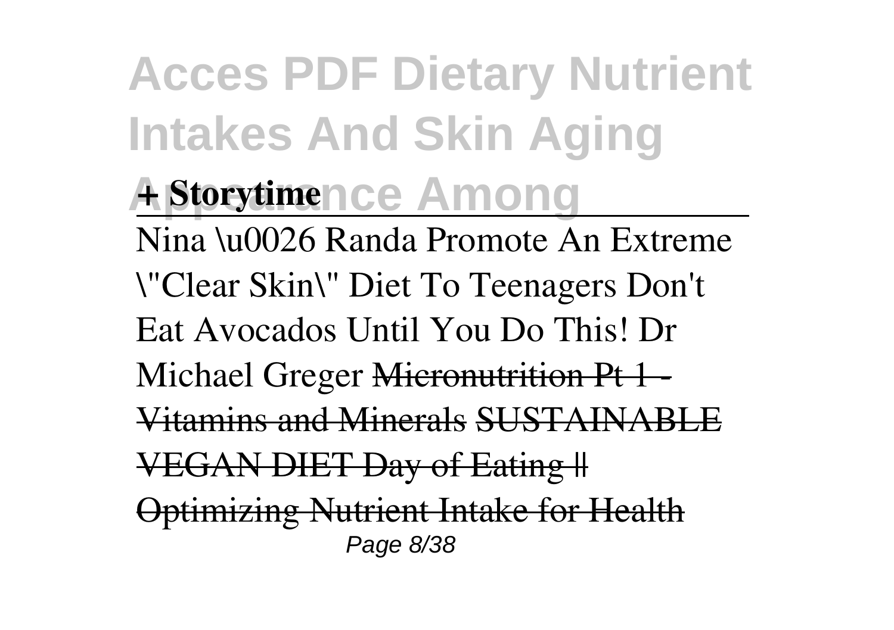**+ Storytime**

---

Nina \u0026 Randa Promote An Extreme \"Clear Skin\" Diet To Teenagers Don't Eat Avocados Until You Do This! Dr Michael Greger ~~Micronutrition Pt 1 - Vitamins and Minerals~~ ~~SUSTAINABLE VEGAN DIET Day of Eating || Optimizing Nutrient Intake for Health~~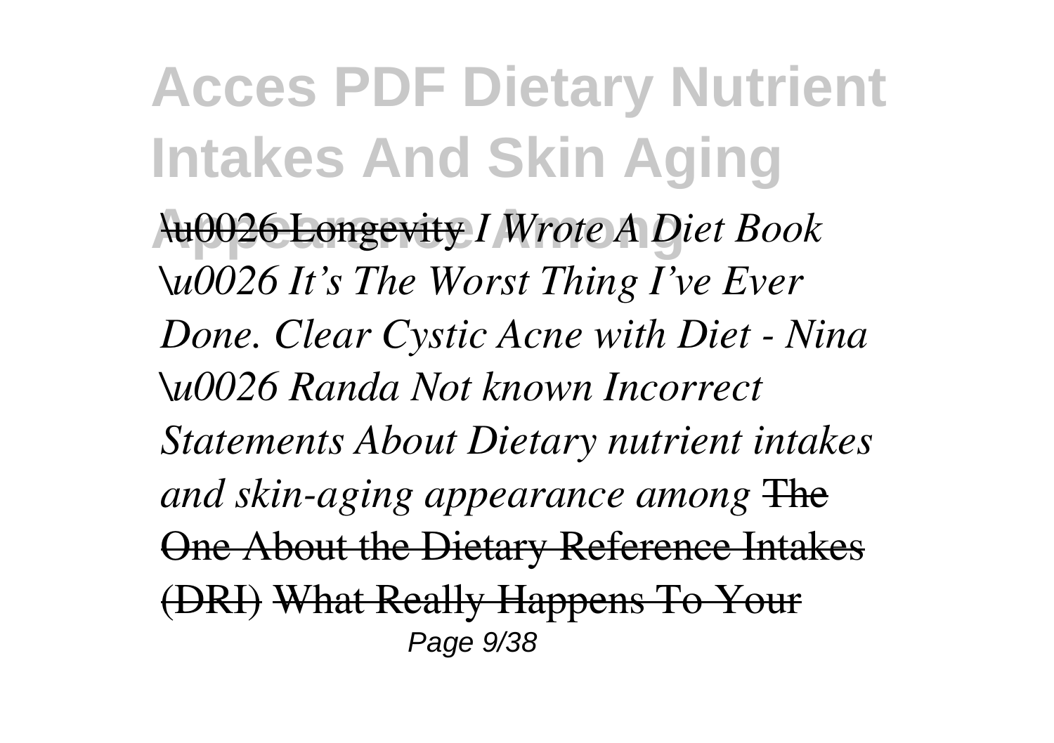~~\u0026 Longevity~~ *I Wrote A Diet Book \u0026 It's The Worst Thing I've Ever Done. Clear Cystic Acne with Diet - Nina \u0026 Randa Not known Incorrect Statements About Dietary nutrient intakes and skin-aging appearance among* ~~The One About the Dietary Reference Intakes (DRI)~~ ~~What Really Happens To Your~~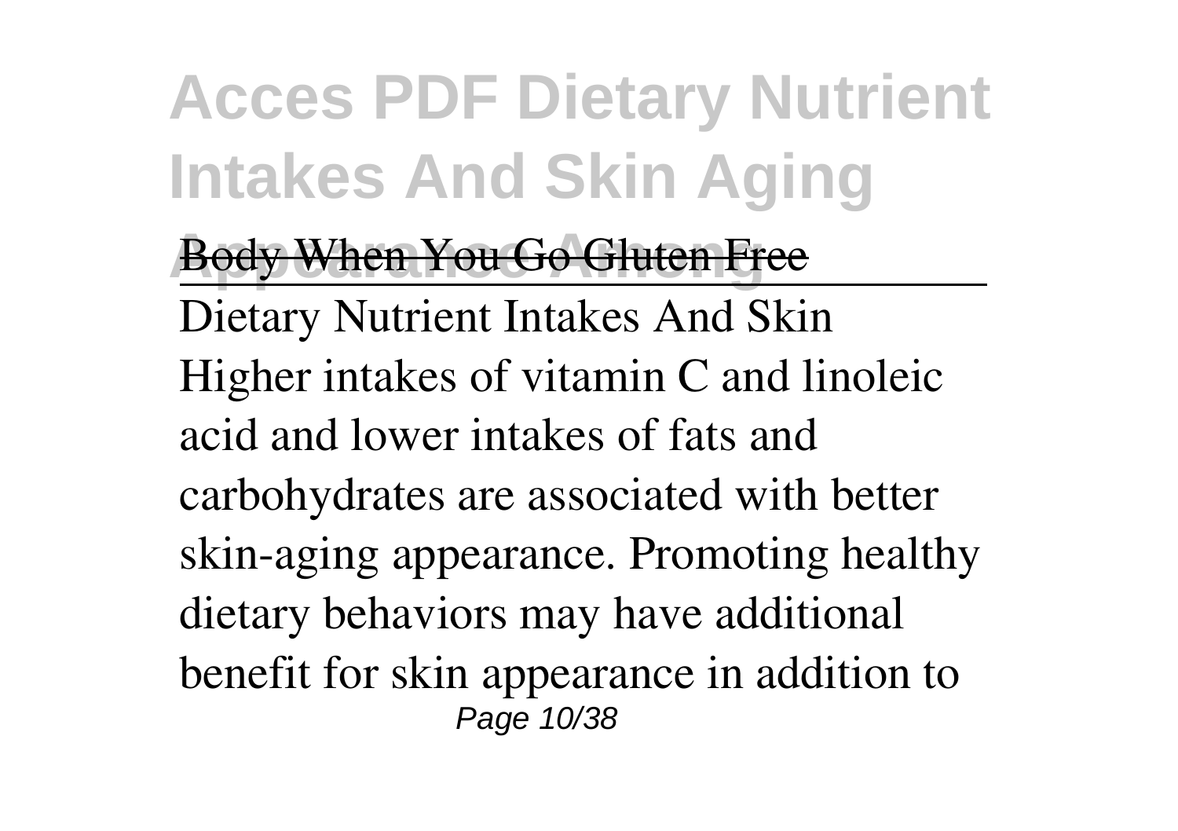Body When You Go Gluten Free

Dietary Nutrient Intakes And Skin

Higher intakes of vitamin C and linoleic acid and lower intakes of fats and carbohydrates are associated with better skin-aging appearance. Promoting healthy dietary behaviors may have additional benefit for skin appearance in addition to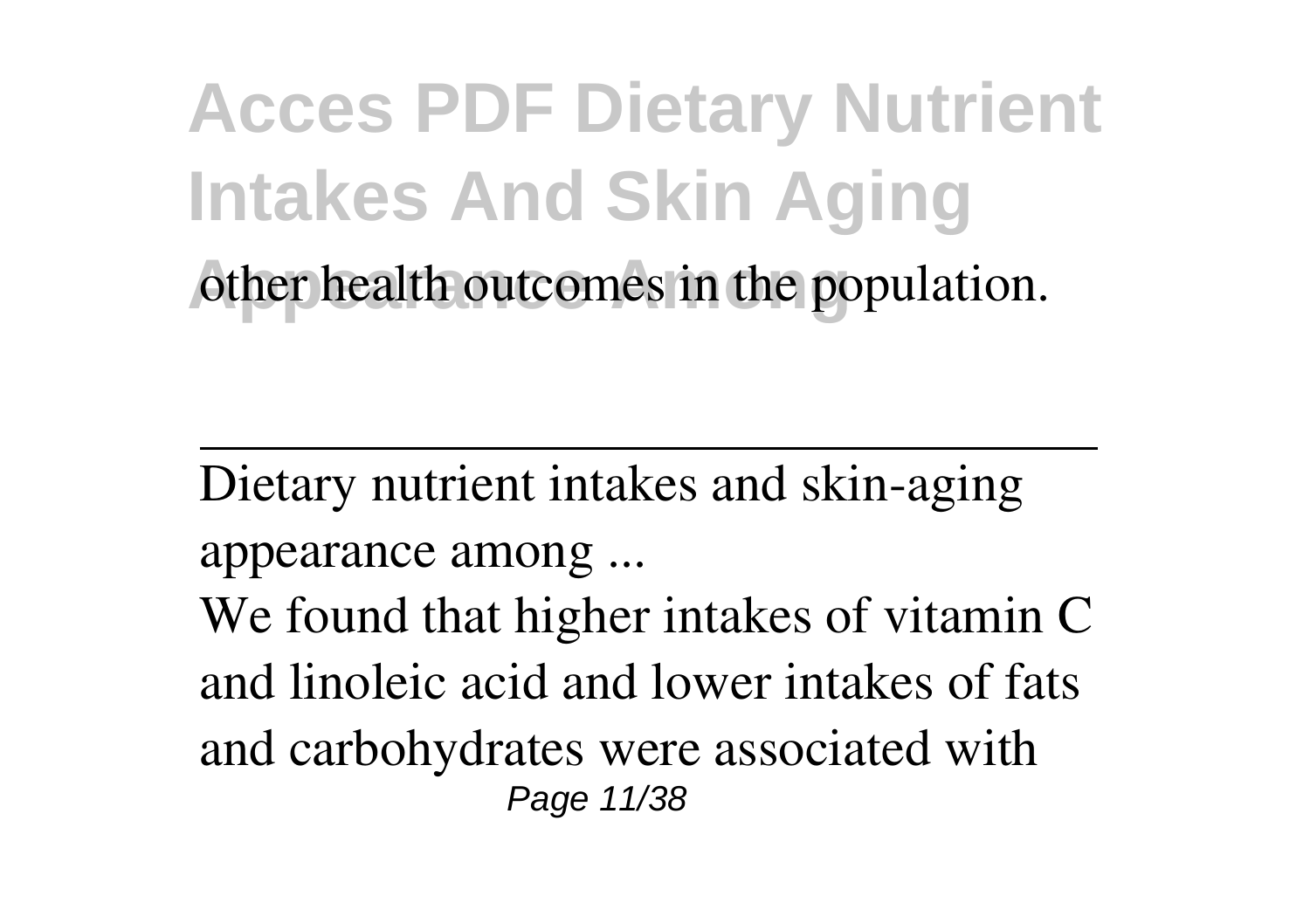other health outcomes in the population.

---

Dietary nutrient intakes and skin-aging appearance among ...

We found that higher intakes of vitamin C and linoleic acid and lower intakes of fats and carbohydrates were associated with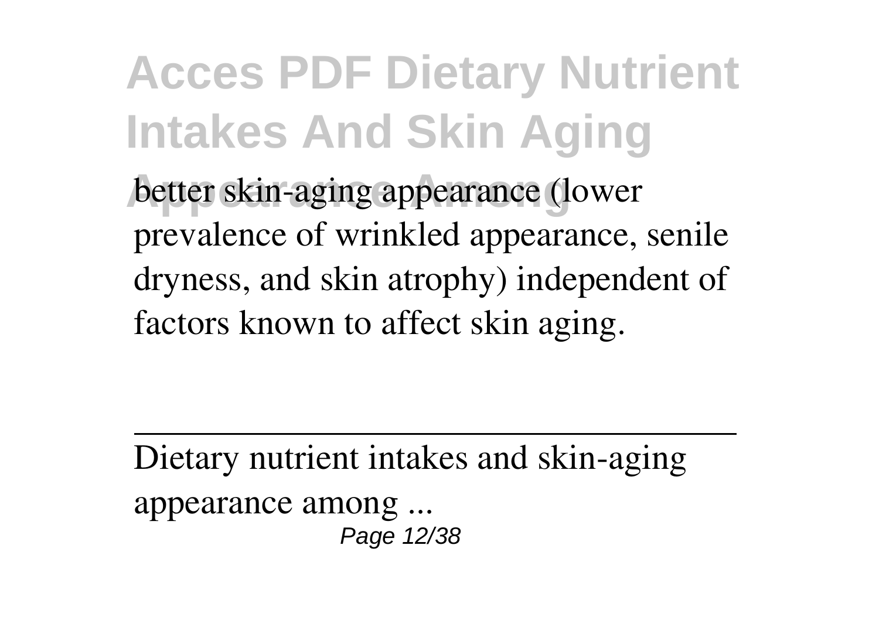better skin-aging appearance (lower prevalence of wrinkled appearance, senile dryness, and skin atrophy) independent of factors known to affect skin aging.

---

Dietary nutrient intakes and skin-aging appearance among ...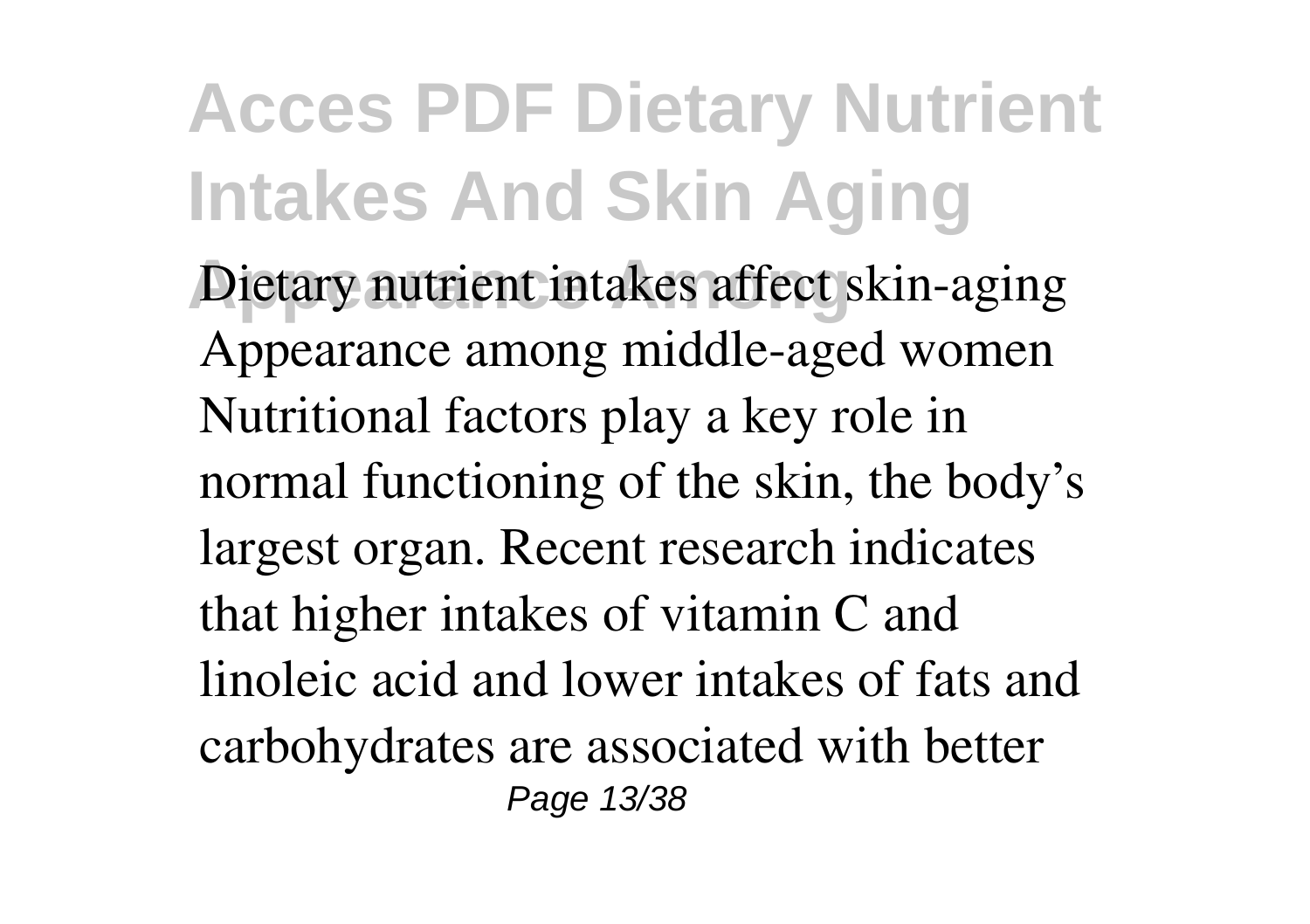Dietary nutrient intakes affect skin-aging Appearance among middle-aged women Nutritional factors play a key role in normal functioning of the skin, the body's largest organ. Recent research indicates that higher intakes of vitamin C and linoleic acid and lower intakes of fats and carbohydrates are associated with better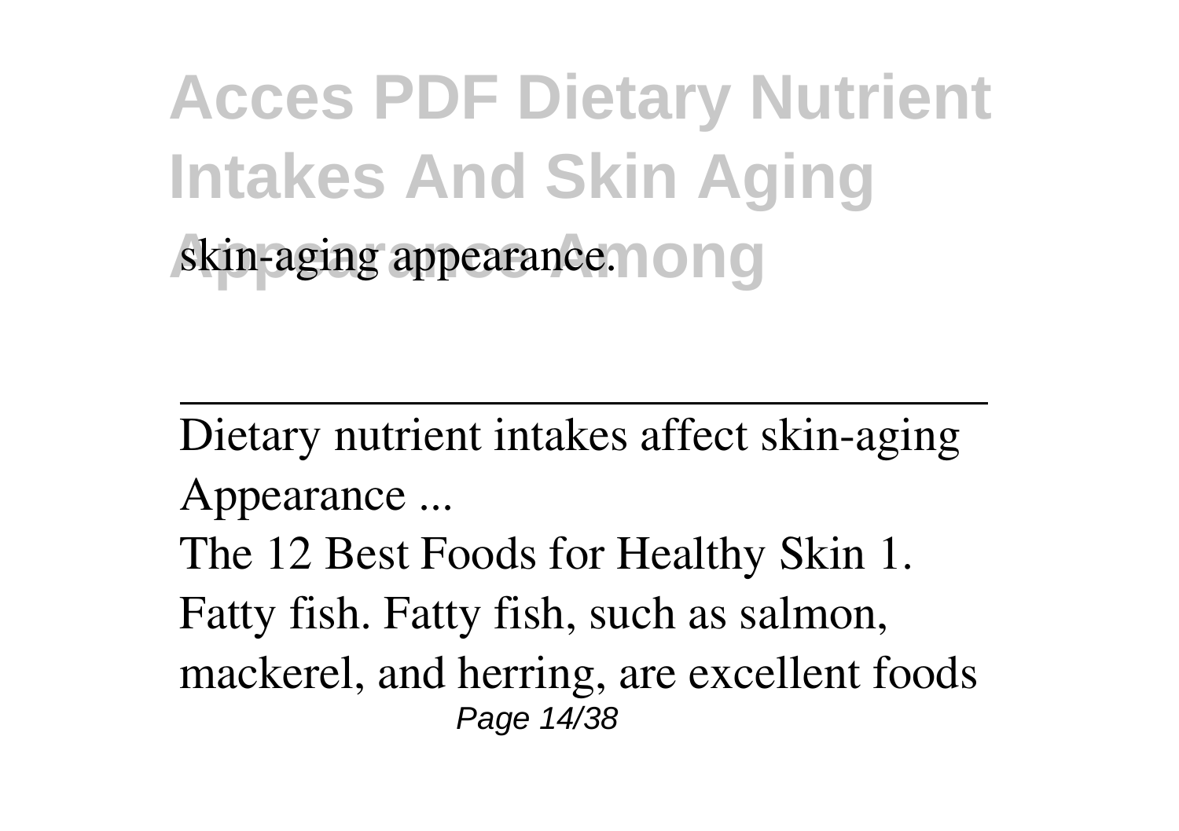skin-aging appearance.

---

Dietary nutrient intakes affect skin-aging Appearance ...

The 12 Best Foods for Healthy Skin 1. Fatty fish. Fatty fish, such as salmon, mackerel, and herring, are excellent foods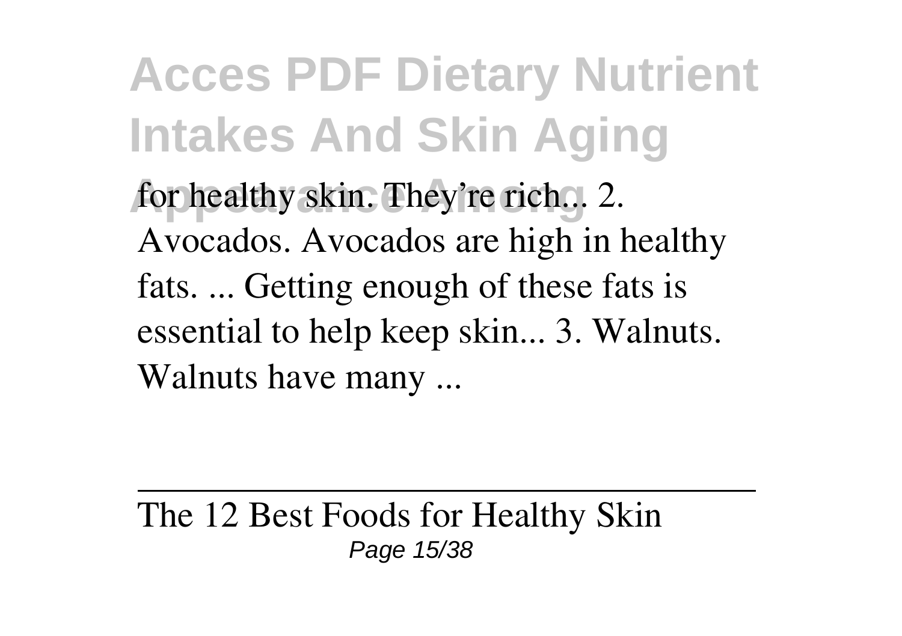for healthy skin. They're rich... 2. Avocados. Avocados are high in healthy fats. ... Getting enough of these fats is essential to help keep skin... 3. Walnuts. Walnuts have many ...

---

The 12 Best Foods for Healthy Skin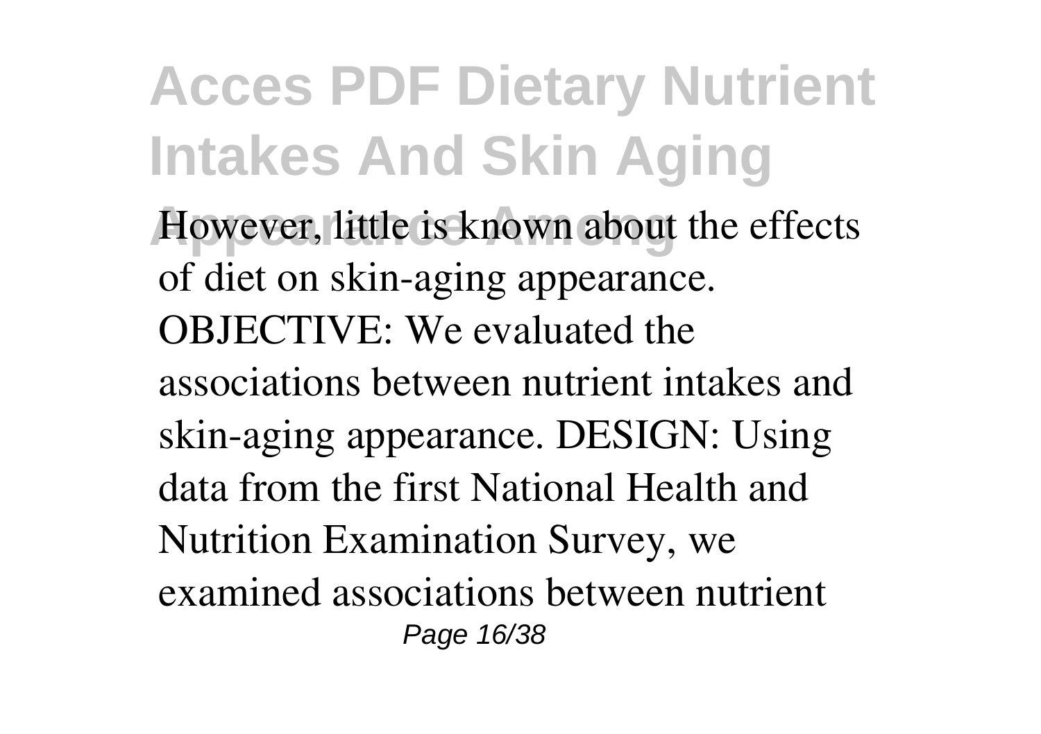However, little is known about the effects of diet on skin-aging appearance. OBJECTIVE: We evaluated the associations between nutrient intakes and skin-aging appearance. DESIGN: Using data from the first National Health and Nutrition Examination Survey, we examined associations between nutrient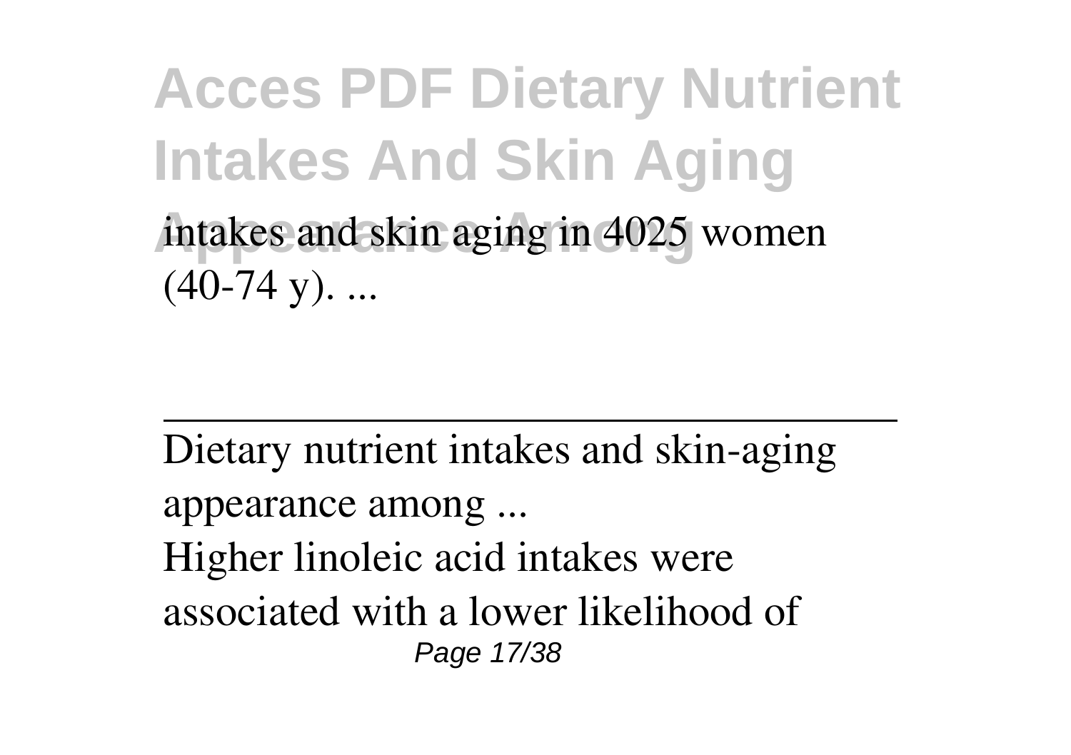intakes and skin aging in 4025 women (40-74 y). ...

---

Dietary nutrient intakes and skin-aging appearance among ...

Higher linoleic acid intakes were associated with a lower likelihood of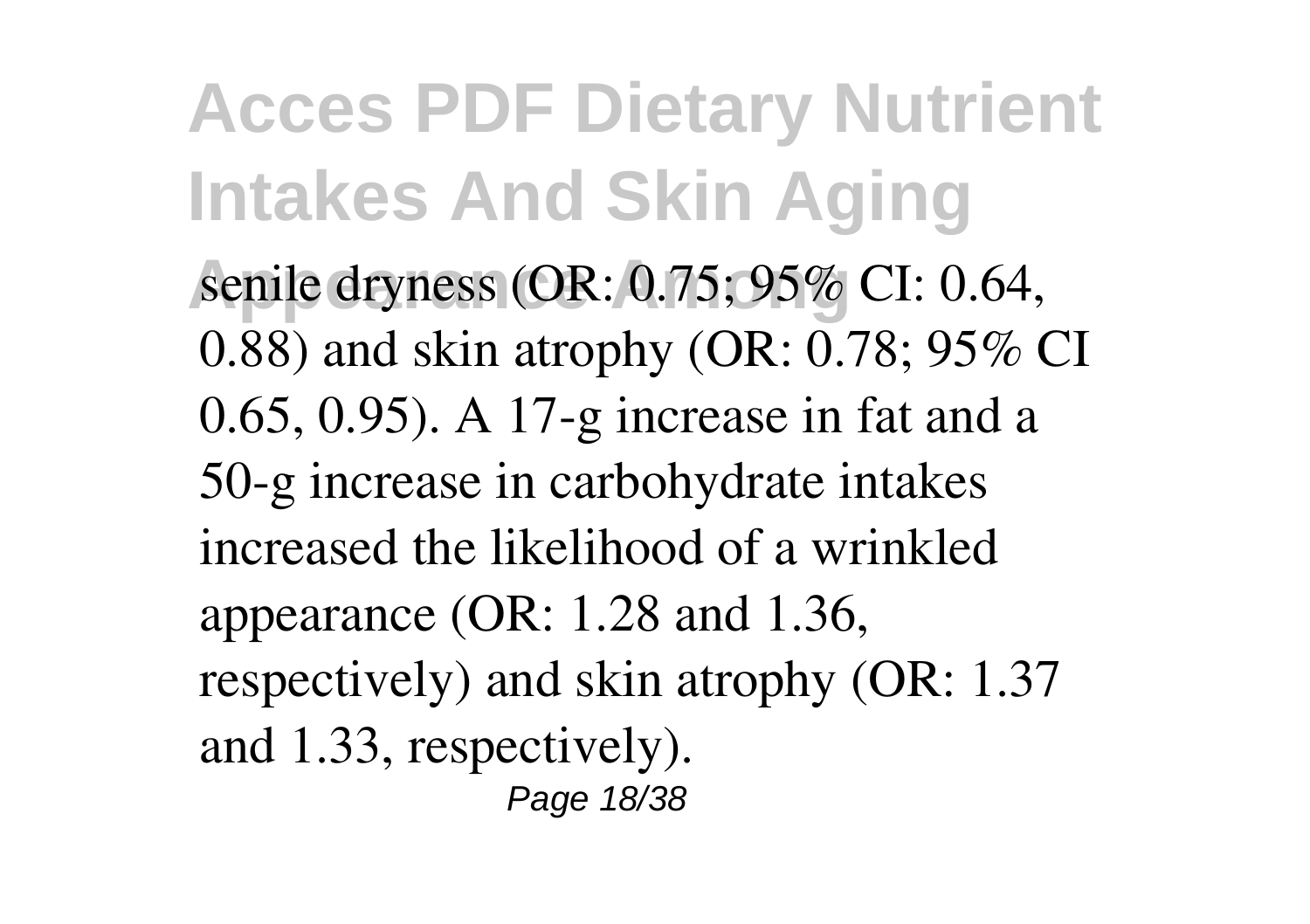senile dryness (OR: 0.75; 95% CI: 0.64, 0.88) and skin atrophy (OR: 0.78; 95% CI 0.65, 0.95). A 17-g increase in fat and a 50-g increase in carbohydrate intakes increased the likelihood of a wrinkled appearance (OR: 1.28 and 1.36, respectively) and skin atrophy (OR: 1.37 and 1.33, respectively).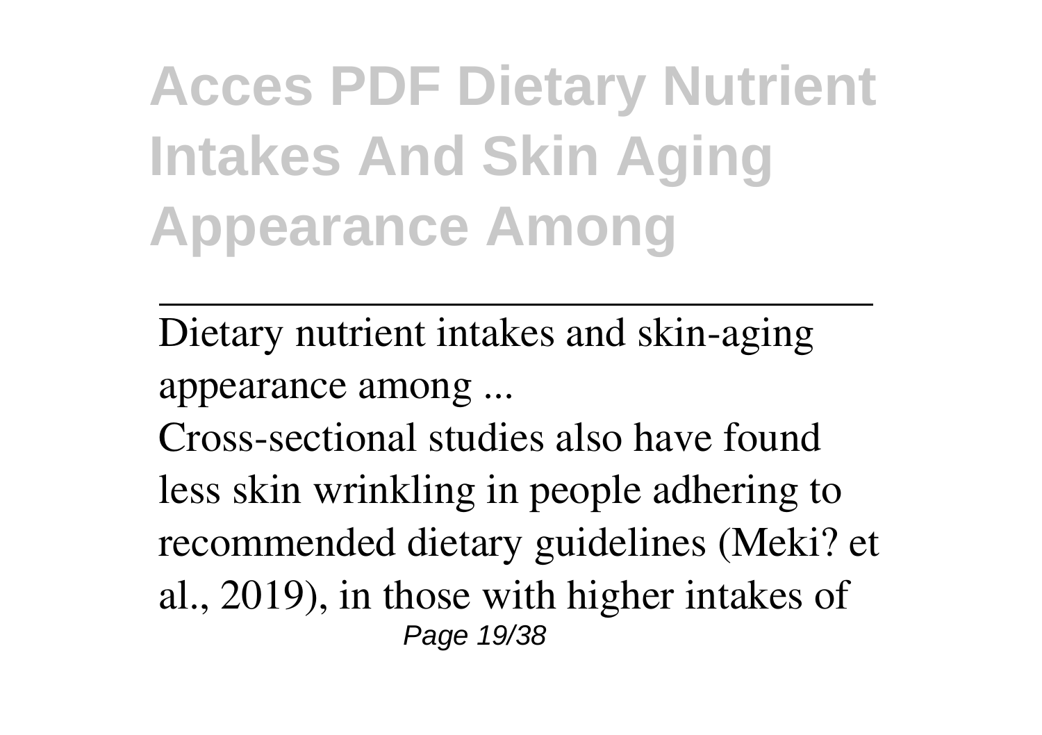Dietary nutrient intakes and skin-aging appearance among ...

Cross-sectional studies also have found less skin wrinkling in people adhering to recommended dietary guidelines (Meki? et al., 2019), in those with higher intakes of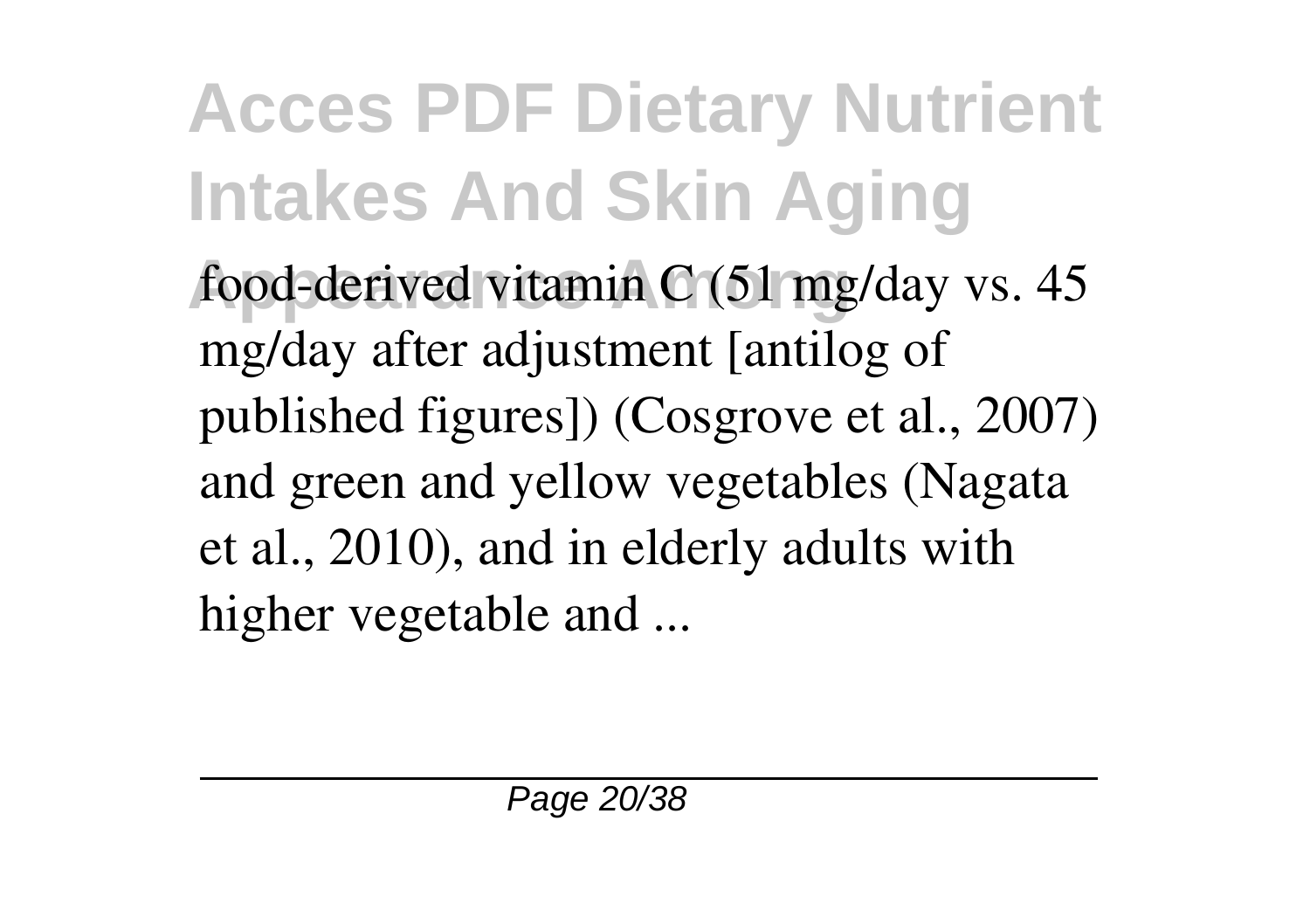food-derived vitamin C (51 mg/day vs. 45 mg/day after adjustment [antilog of published figures]) (Cosgrove et al., 2007) and green and yellow vegetables (Nagata et al., 2010), and in elderly adults with higher vegetable and ...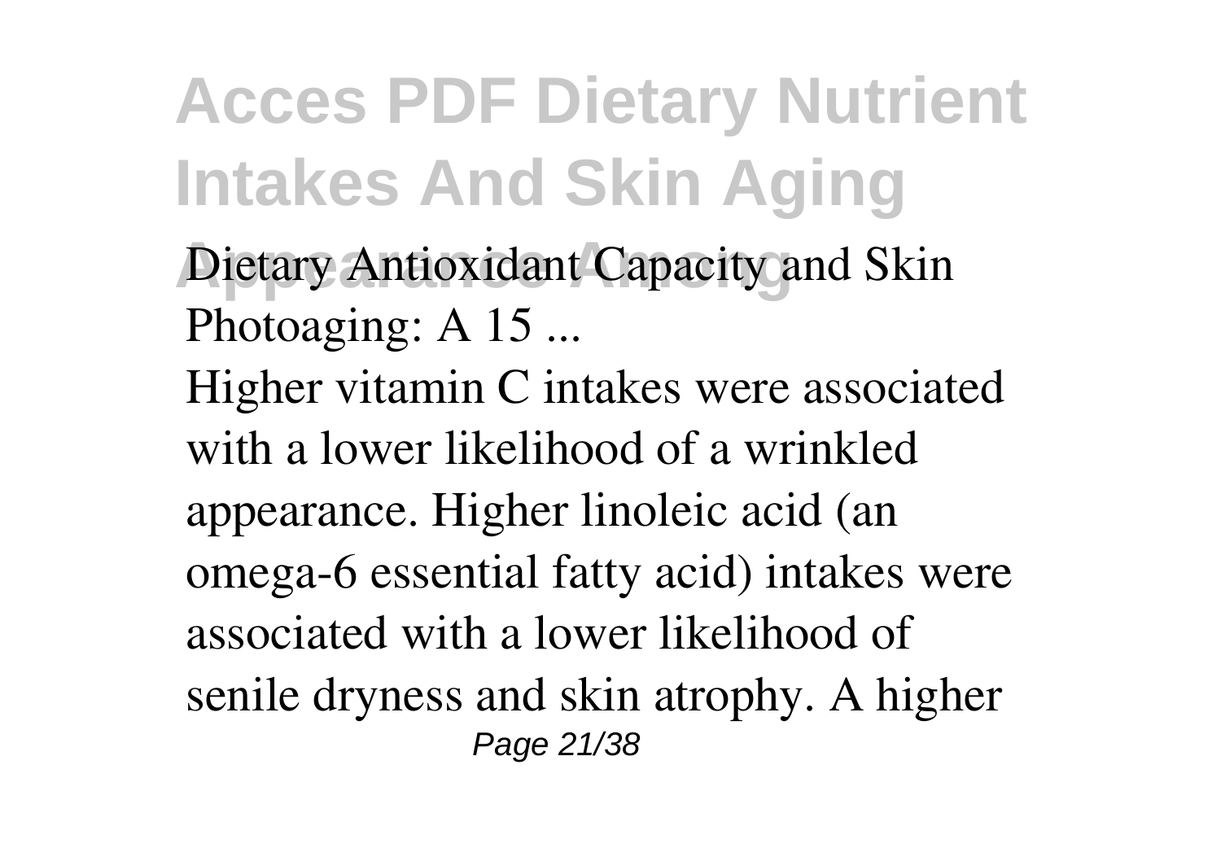Dietary Antioxidant Capacity and Skin Photoaging: A 15 ...

Higher vitamin C intakes were associated with a lower likelihood of a wrinkled appearance. Higher linoleic acid (an omega-6 essential fatty acid) intakes were associated with a lower likelihood of senile dryness and skin atrophy. A higher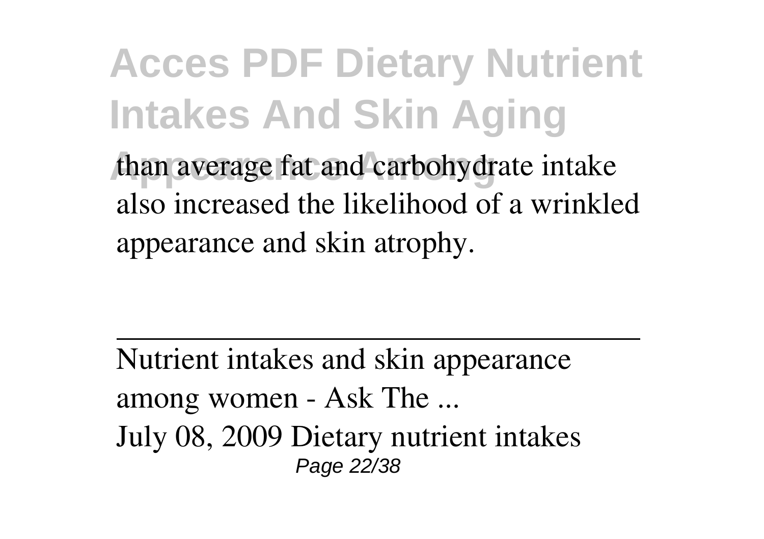than average fat and carbohydrate intake also increased the likelihood of a wrinkled appearance and skin atrophy.

---

Nutrient intakes and skin appearance among women - Ask The ...

July 08, 2009 Dietary nutrient intakes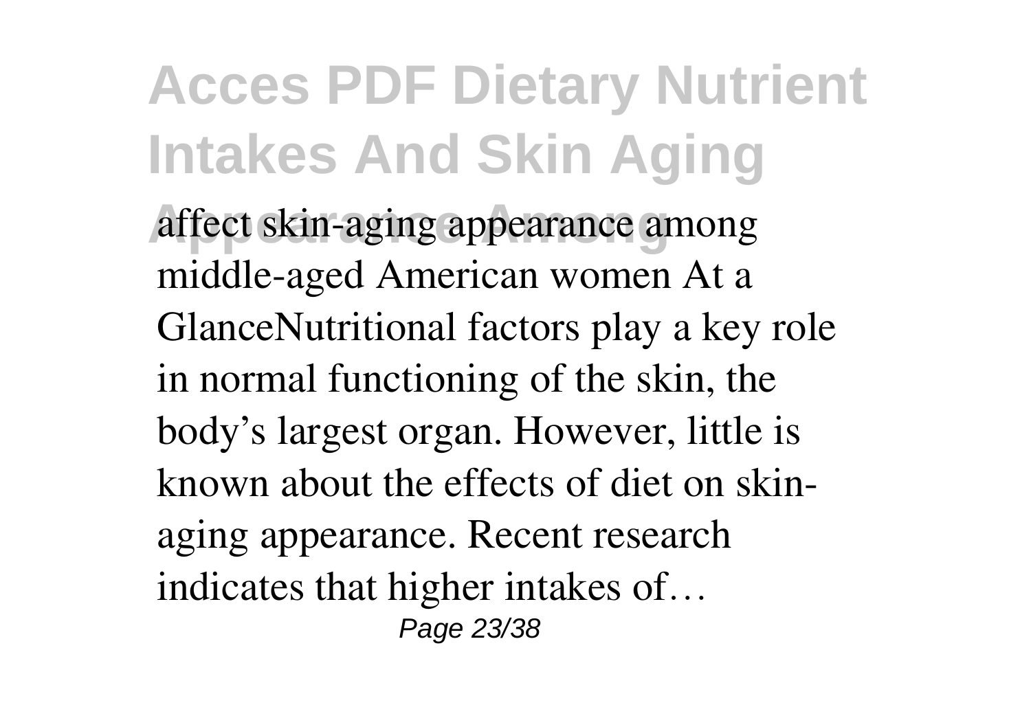affect skin-aging appearance among middle-aged American women At a GlanceNutritional factors play a key role in normal functioning of the skin, the body's largest organ. However, little is known about the effects of diet on skin-aging appearance. Recent research indicates that higher intakes of…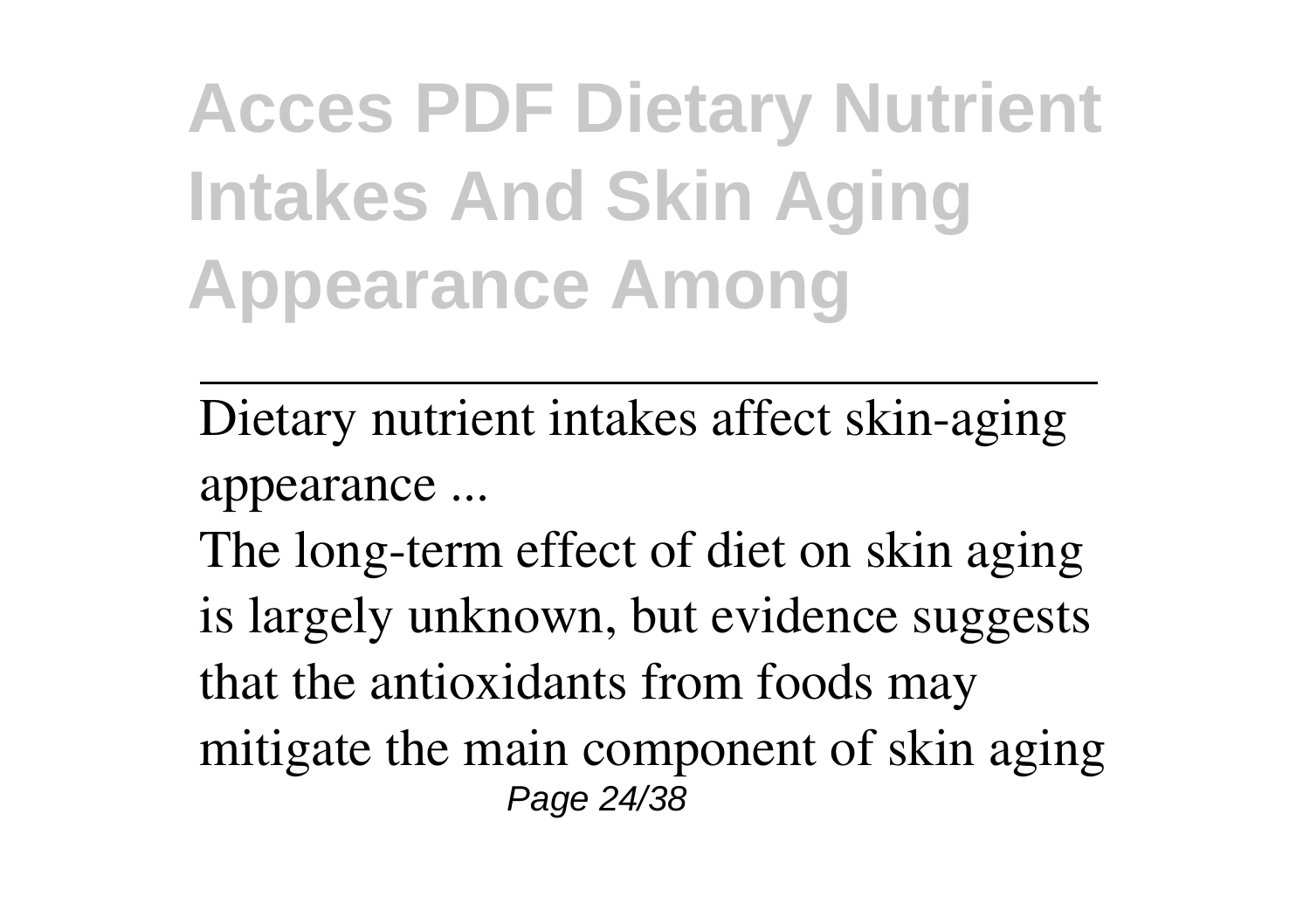---

Dietary nutrient intakes affect skin-aging appearance ...

The long-term effect of diet on skin aging is largely unknown, but evidence suggests that the antioxidants from foods may mitigate the main component of skin aging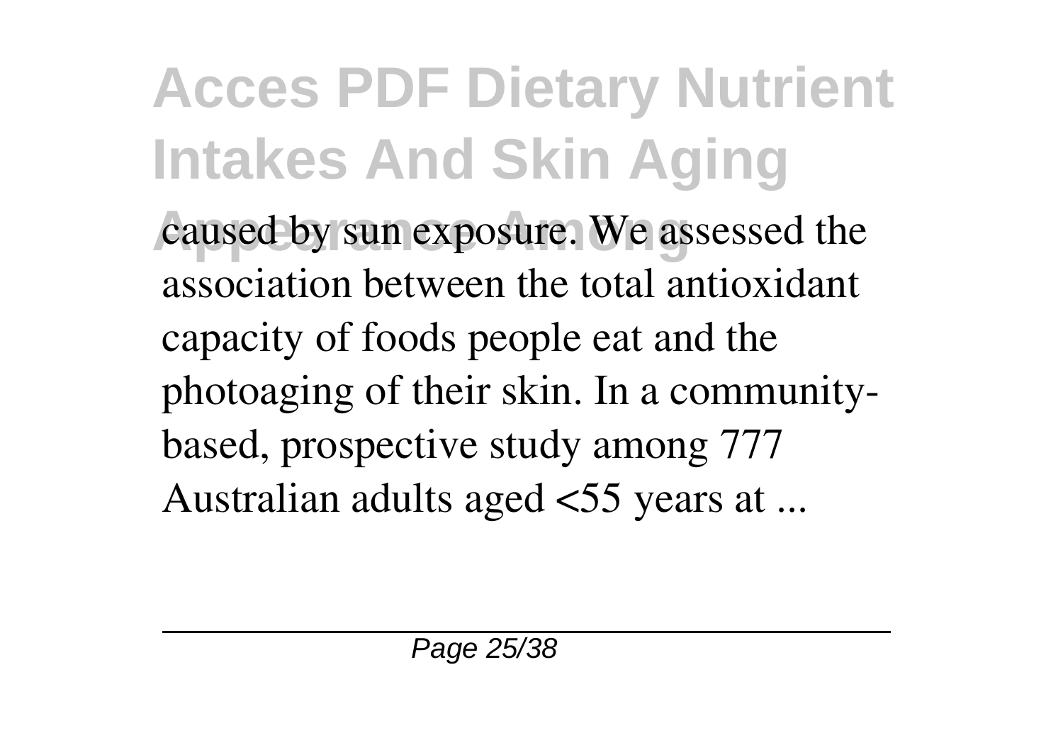caused by sun exposure. We assessed the association between the total antioxidant capacity of foods people eat and the photoaging of their skin. In a community-based, prospective study among 777 Australian adults aged <55 years at ...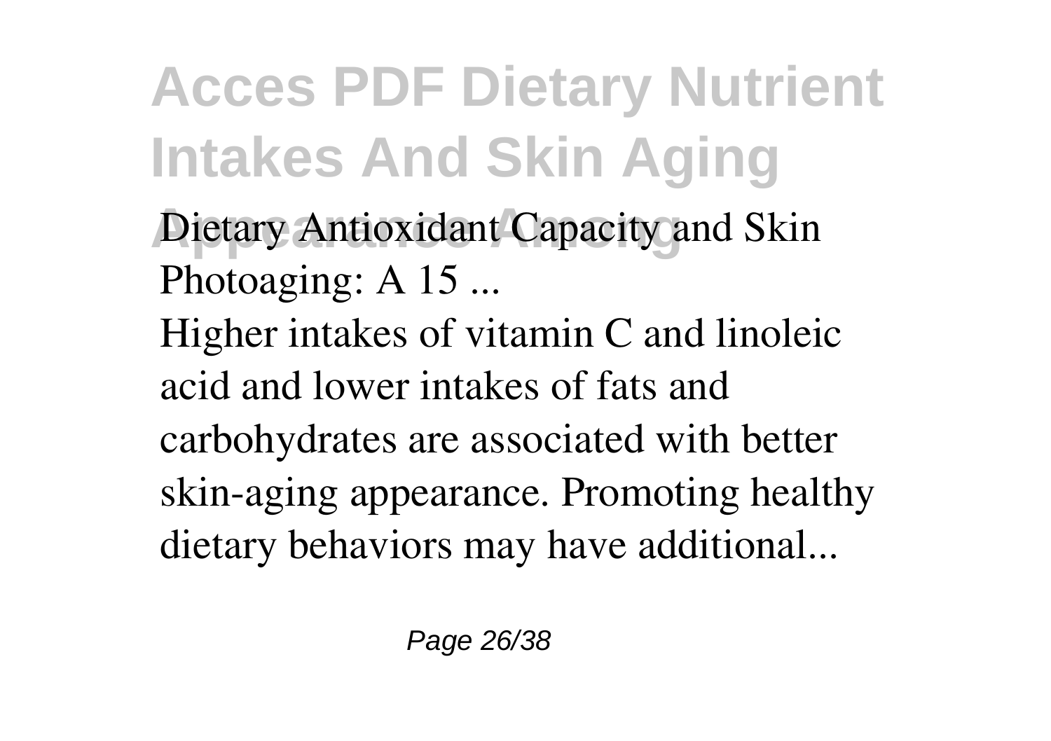Dietary Antioxidant Capacity and Skin Photoaging: A 15 ...

Higher intakes of vitamin C and linoleic acid and lower intakes of fats and carbohydrates are associated with better skin-aging appearance. Promoting healthy dietary behaviors may have additional...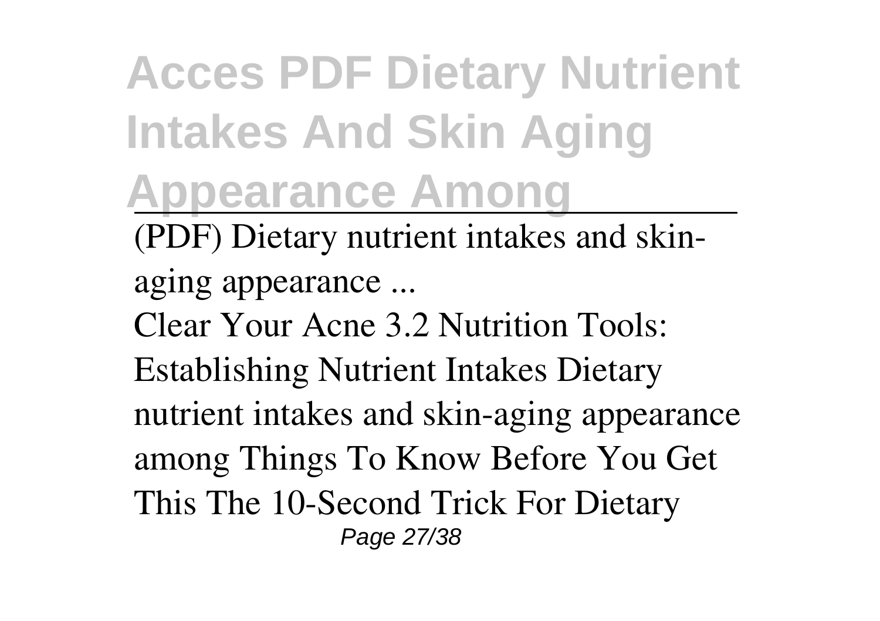(PDF) Dietary nutrient intakes and skin-aging appearance ...

Clear Your Acne 3.2 Nutrition Tools: Establishing Nutrient Intakes Dietary nutrient intakes and skin-aging appearance among Things To Know Before You Get This The 10-Second Trick For Dietary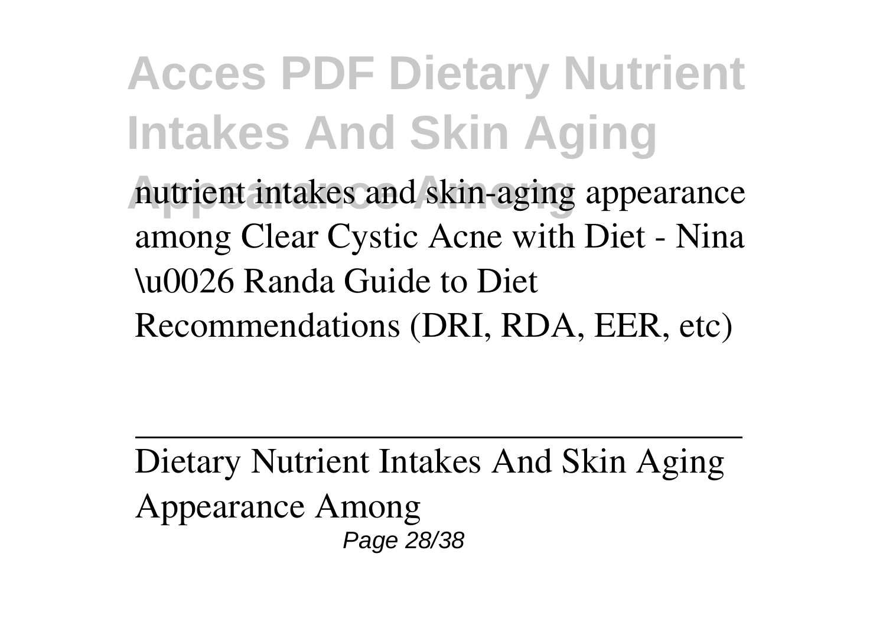nutrient intakes and skin-aging appearance among Clear Cystic Acne with Diet - Nina \u0026 Randa Guide to Diet Recommendations (DRI, RDA, EER, etc)

---

Dietary Nutrient Intakes And Skin Aging Appearance Among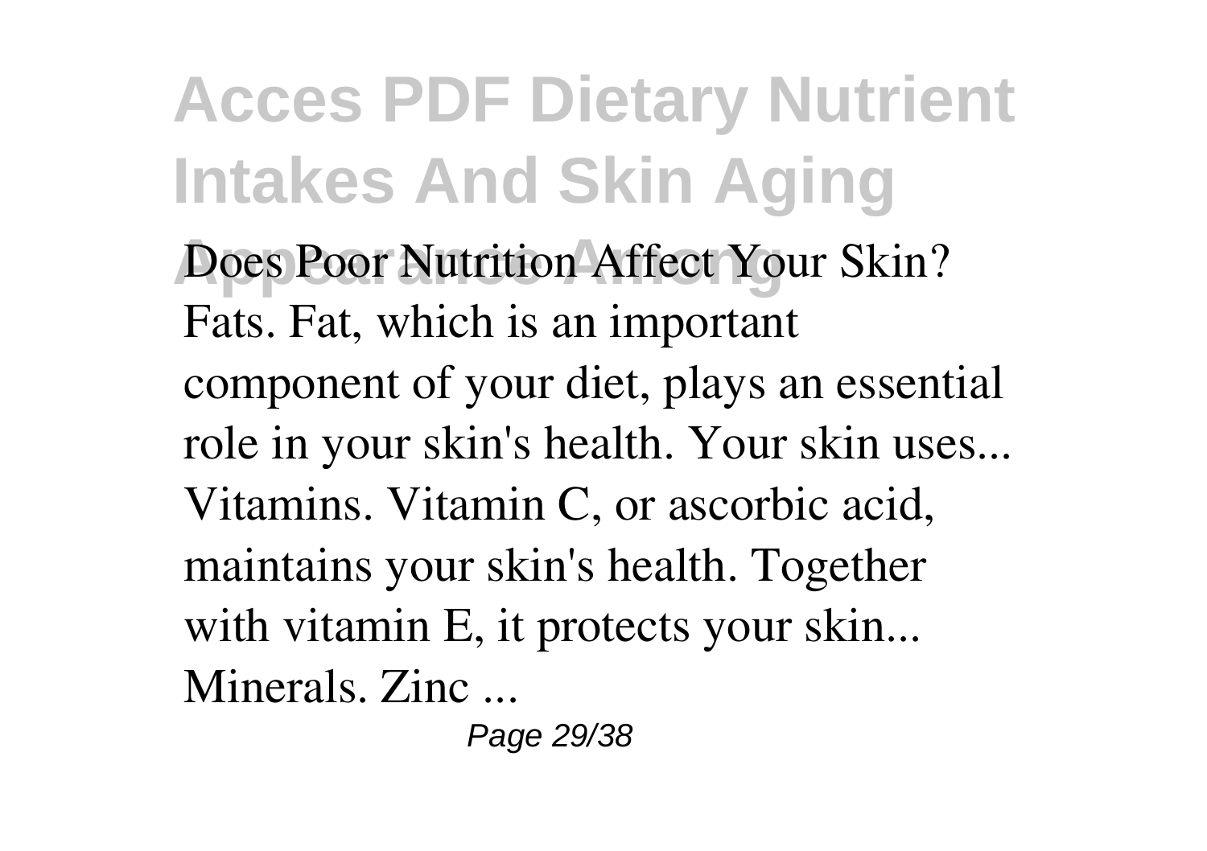Does Poor Nutrition Affect Your Skin? Fats. Fat, which is an important component of your diet, plays an essential role in your skin's health. Your skin uses... Vitamins. Vitamin C, or ascorbic acid, maintains your skin's health. Together with vitamin E, it protects your skin... Minerals. Zinc ...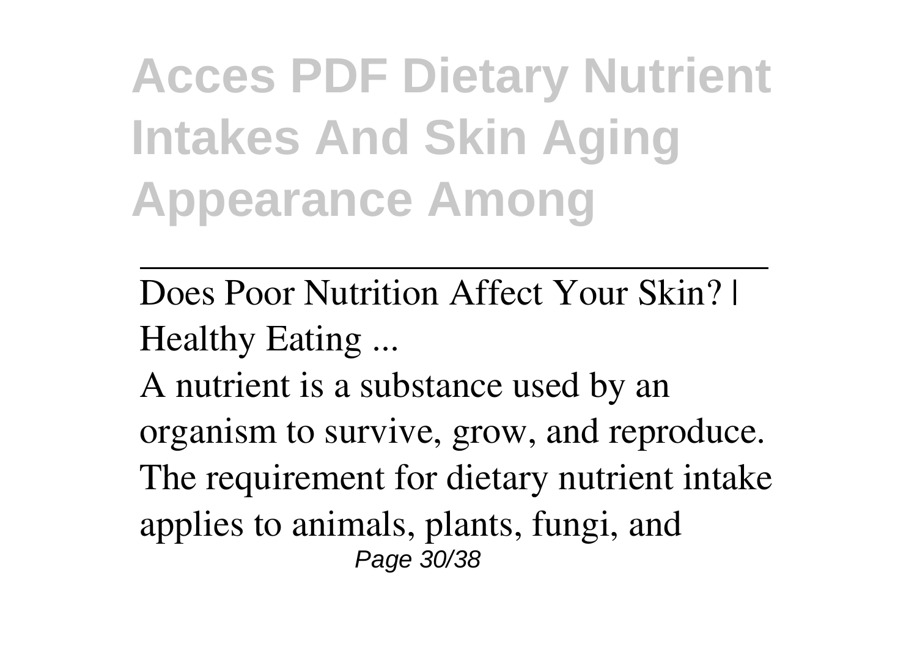Does Poor Nutrition Affect Your Skin? | Healthy Eating ...

A nutrient is a substance used by an organism to survive, grow, and reproduce. The requirement for dietary nutrient intake applies to animals, plants, fungi, and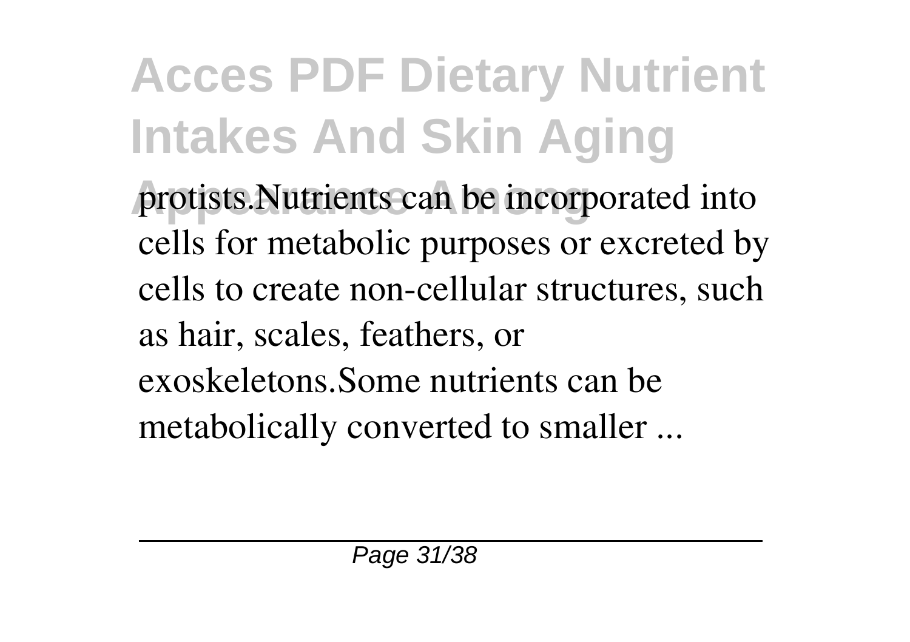protists.Nutrients can be incorporated into cells for metabolic purposes or excreted by cells to create non-cellular structures, such as hair, scales, feathers, or exoskeletons.Some nutrients can be metabolically converted to smaller ...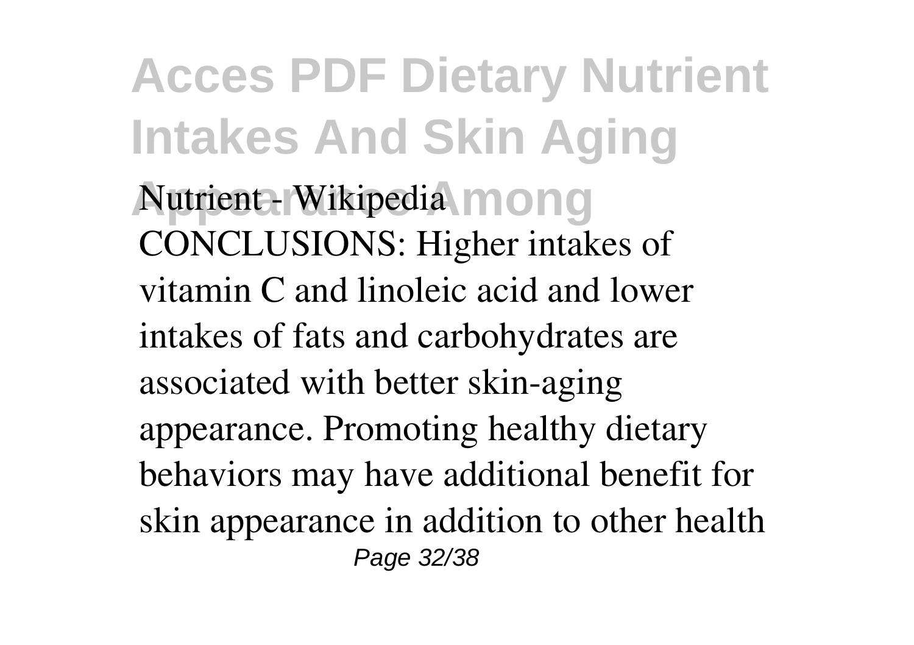Nutrient - Wikipedia

CONCLUSIONS: Higher intakes of vitamin C and linoleic acid and lower intakes of fats and carbohydrates are associated with better skin-aging appearance. Promoting healthy dietary behaviors may have additional benefit for skin appearance in addition to other health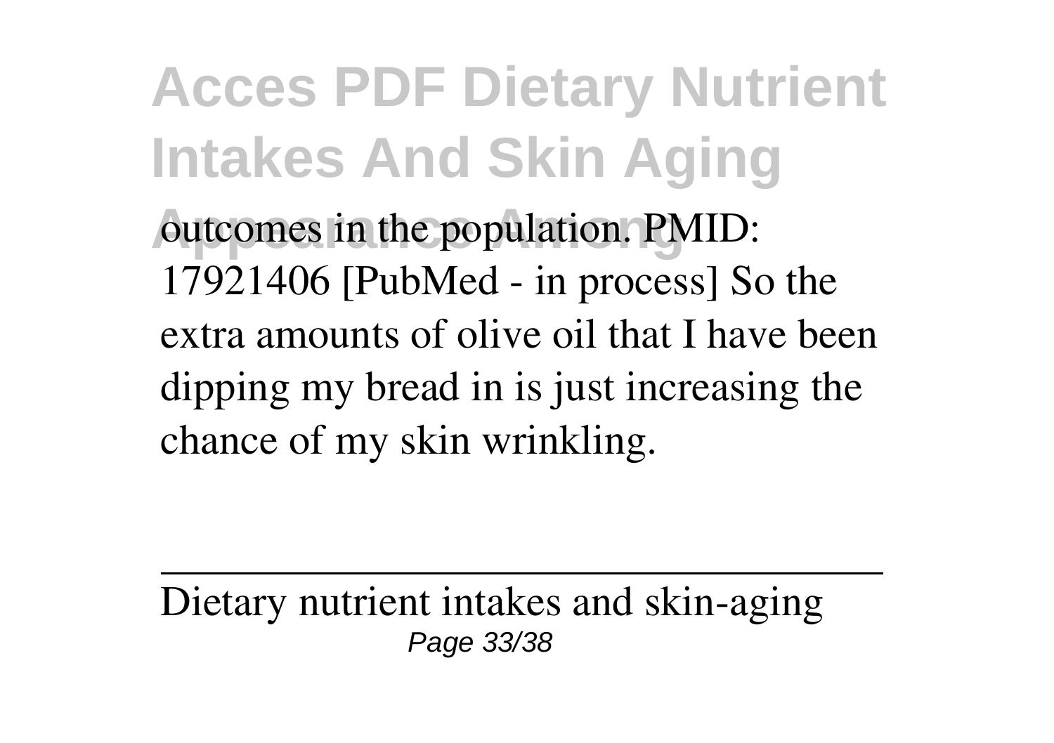outcomes in the population. PMID: 17921406 [PubMed - in process] So the extra amounts of olive oil that I have been dipping my bread in is just increasing the chance of my skin wrinkling.

---

Dietary nutrient intakes and skin-aging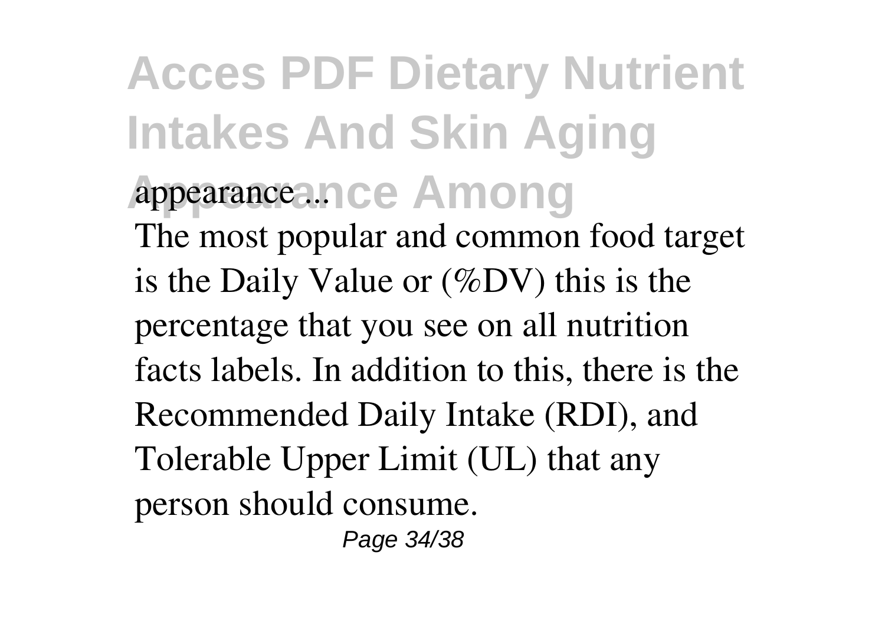appearance ...

The most popular and common food target is the Daily Value or (%DV) this is the percentage that you see on all nutrition facts labels. In addition to this, there is the Recommended Daily Intake (RDI), and Tolerable Upper Limit (UL) that any person should consume.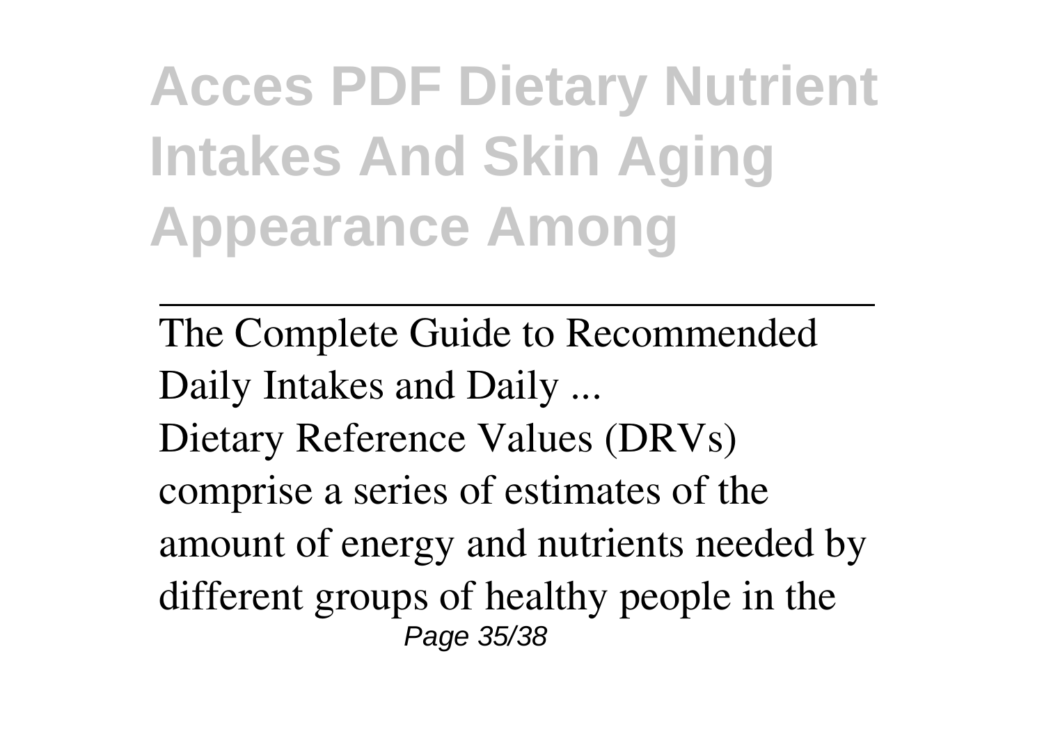The Complete Guide to Recommended Daily Intakes and Daily ...

Dietary Reference Values (DRVs) comprise a series of estimates of the amount of energy and nutrients needed by different groups of healthy people in the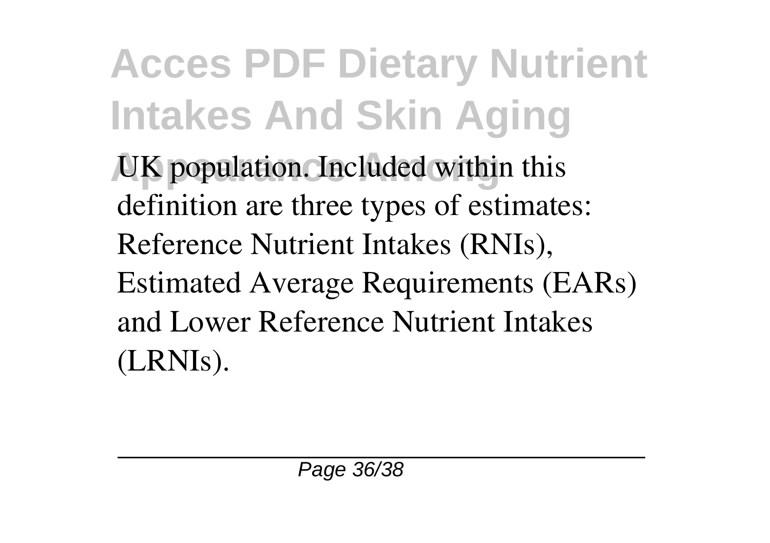UK population. Included within this definition are three types of estimates: Reference Nutrient Intakes (RNIs), Estimated Average Requirements (EARs) and Lower Reference Nutrient Intakes (LRNIs).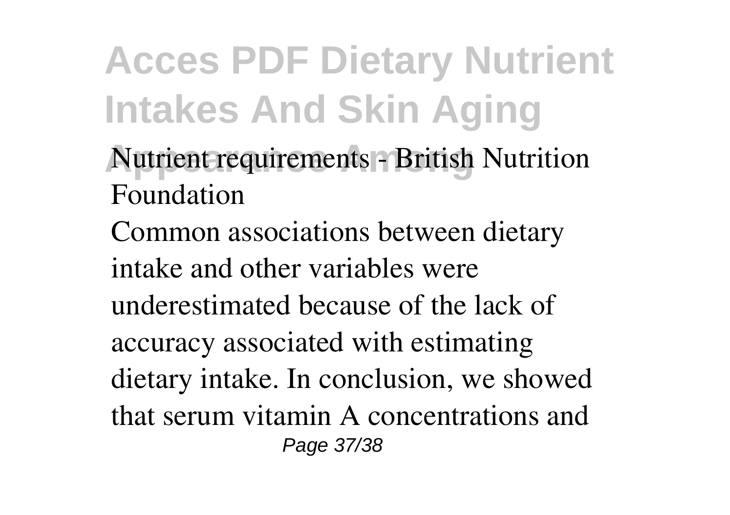**Nutrient requirements - British Nutrition Foundation**

Common associations between dietary intake and other variables were underestimated because of the lack of accuracy associated with estimating dietary intake. In conclusion, we showed that serum vitamin A concentrations and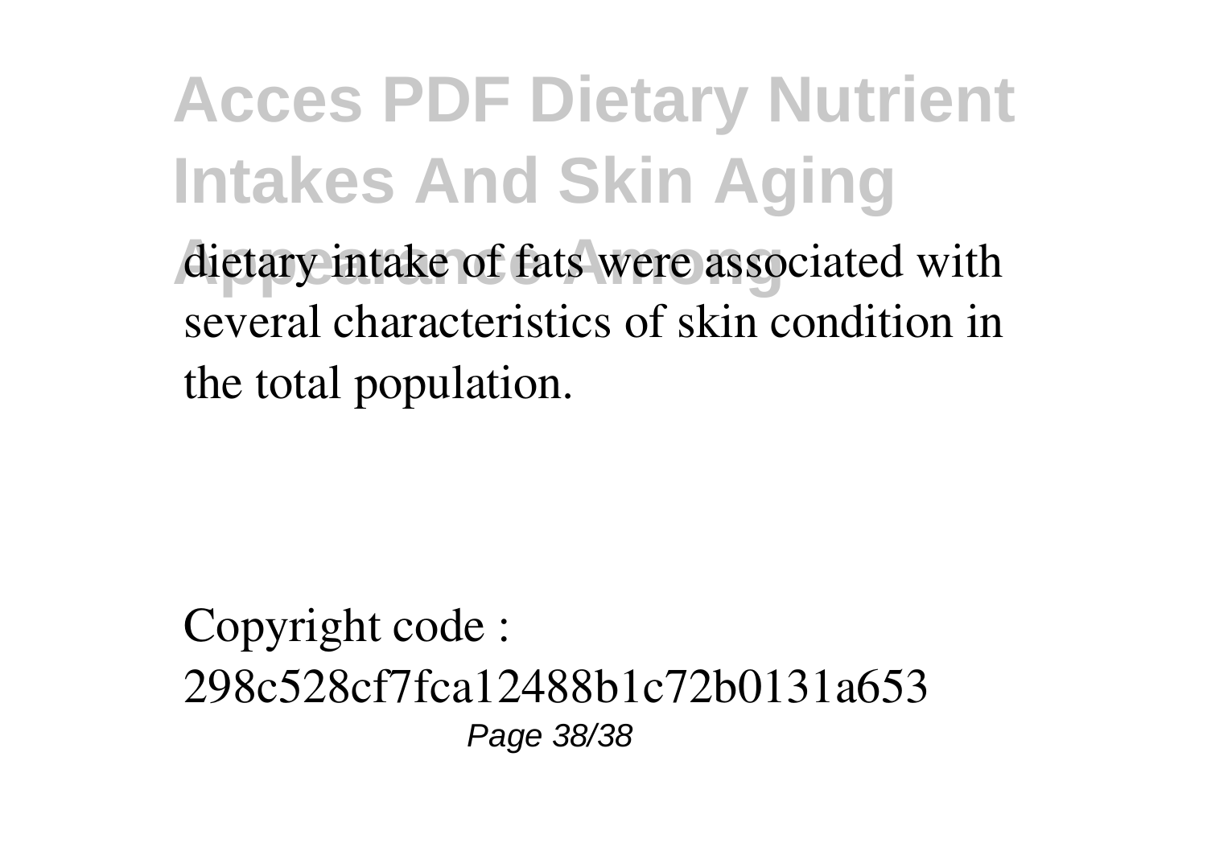dietary intake of fats were associated with several characteristics of skin condition in the total population.

Copyright code : 298c528cf7fca12488b1c72b0131a653